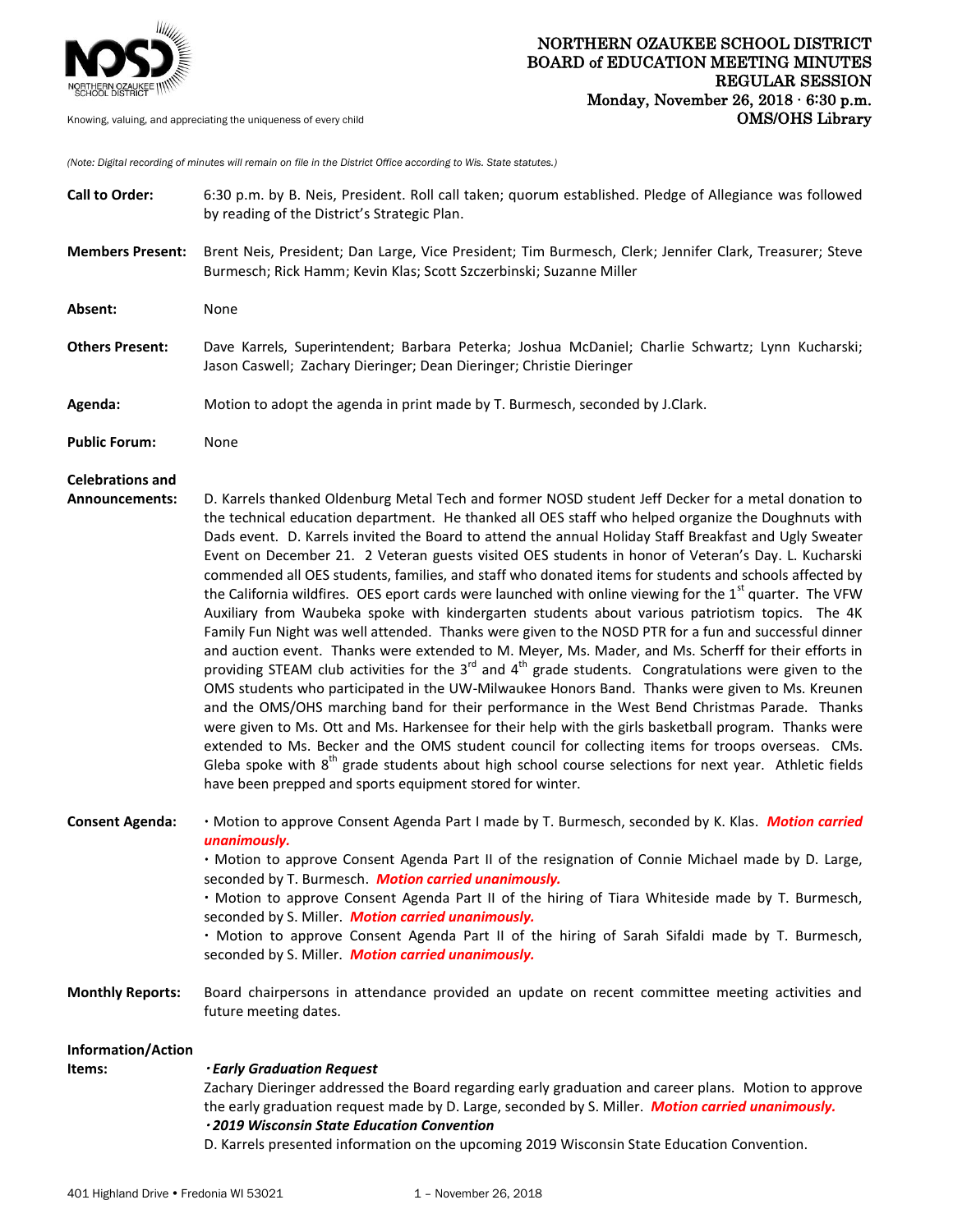# NORTHERN OZAUKEE SCHOOL DISTRICT
## BOARD of EDUCATION MEETING MINUTES
## REGULAR SESSION
**Monday, November 26, 2018 · 6:30 p.m.**
**OMS/OHS Library**

Knowing, valuing, and appreciating the uniqueness of every child

*(Note: Digital recording of minutes will remain on file in the District Office according to Wis. State statutes.)*

**Call to Order:** 6:30 p.m. by B. Neis, President. Roll call taken; quorum established. Pledge of Allegiance was followed by reading of the District's Strategic Plan.

**Members Present:** Brent Neis, President; Dan Large, Vice President; Tim Burmesch, Clerk; Jennifer Clark, Treasurer; Steve Burmesch; Rick Hamm; Kevin Klas; Scott Szczerbinski; Suzanne Miller

**Absent:** None

**Others Present:** Dave Karrels, Superintendent; Barbara Peterka; Joshua McDaniel; Charlie Schwartz; Lynn Kucharski; Jason Caswell; Zachary Dieringer; Dean Dieringer; Christie Dieringer

**Agenda:** Motion to adopt the agenda in print made by T. Burmesch, seconded by J.Clark.

**Public Forum:** None

**Celebrations and Announcements:** D. Karrels thanked Oldenburg Metal Tech and former NOSD student Jeff Decker for a metal donation to the technical education department. He thanked all OES staff who helped organize the Doughnuts with Dads event. D. Karrels invited the Board to attend the annual Holiday Staff Breakfast and Ugly Sweater Event on December 21. 2 Veteran guests visited OES students in honor of Veteran's Day. L. Kucharski commended all OES students, families, and staff who donated items for students and schools affected by the California wildfires. OES eport cards were launched with online viewing for the 1st quarter. The VFW Auxiliary from Waubeka spoke with kindergarten students about various patriotism topics. The 4K Family Fun Night was well attended. Thanks were given to the NOSD PTR for a fun and successful dinner and auction event. Thanks were extended to M. Meyer, Ms. Mader, and Ms. Scherff for their efforts in providing STEAM club activities for the 3rd and 4th grade students. Congratulations were given to the OMS students who participated in the UW-Milwaukee Honors Band. Thanks were given to Ms. Kreunen and the OMS/OHS marching band for their performance in the West Bend Christmas Parade. Thanks were given to Ms. Ott and Ms. Harkensee for their help with the girls basketball program. Thanks were extended to Ms. Becker and the OMS student council for collecting items for troops overseas. CMs. Gleba spoke with 8th grade students about high school course selections for next year. Athletic fields have been prepped and sports equipment stored for winter.

**Consent Agenda:**
- Motion to approve Consent Agenda Part I made by T. Burmesch, seconded by K. Klas. ***Motion carried unanimously.***
- Motion to approve Consent Agenda Part II of the resignation of Connie Michael made by D. Large, seconded by T. Burmesch. ***Motion carried unanimously.***
- Motion to approve Consent Agenda Part II of the hiring of Tiara Whiteside made by T. Burmesch, seconded by S. Miller. ***Motion carried unanimously.***
- Motion to approve Consent Agenda Part II of the hiring of Sarah Sifaldi made by T. Burmesch, seconded by S. Miller. ***Motion carried unanimously.***

**Monthly Reports:** Board chairpersons in attendance provided an update on recent committee meeting activities and future meeting dates.

**Information/Action Items:**

- ***Early Graduation Request***

Zachary Dieringer addressed the Board regarding early graduation and career plans. Motion to approve the early graduation request made by D. Large, seconded by S. Miller. ***Motion carried unanimously.***

- ***2019 Wisconsin State Education Convention***

D. Karrels presented information on the upcoming 2019 Wisconsin State Education Convention.

401 Highland Drive • Fredonia WI 53021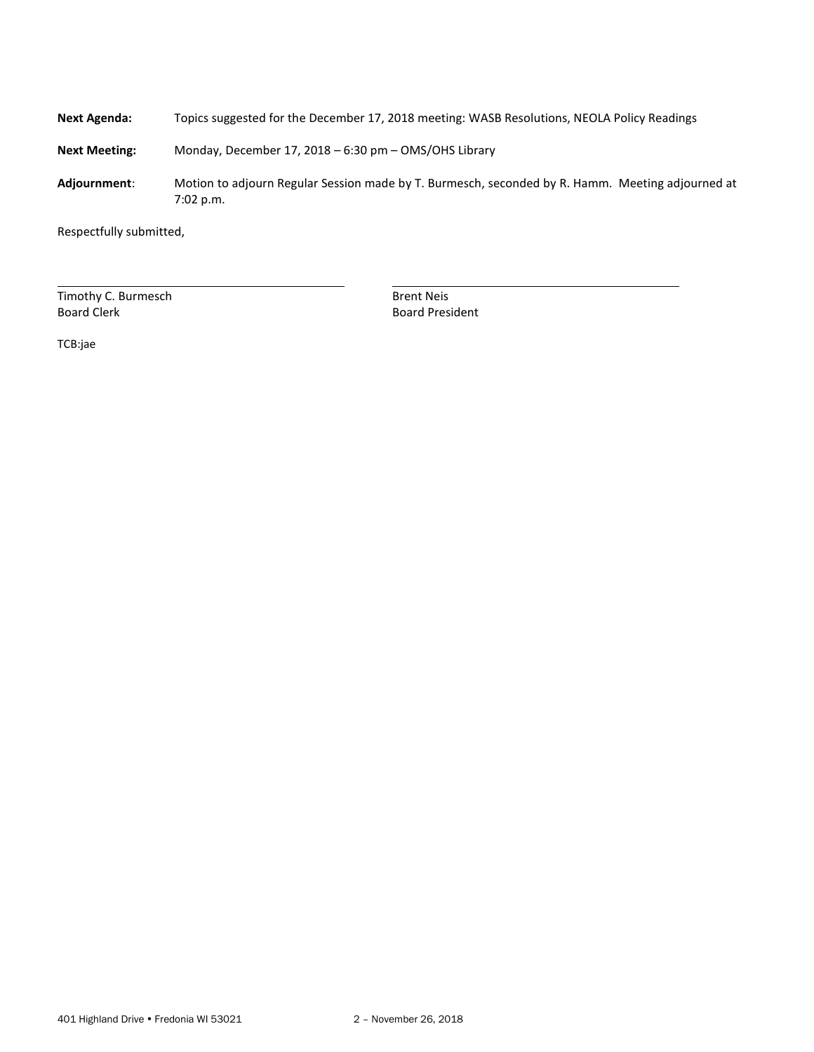**Next Agenda:** Topics suggested for the December 17, 2018 meeting: WASB Resolutions, NEOLA Policy Readings

**Next Meeting:** Monday, December 17, 2018 – 6:30 pm – OMS/OHS Library

**Adjournment**: Motion to adjourn Regular Session made by T. Burmesch, seconded by R. Hamm. Meeting adjourned at 7:02 p.m.

Respectfully submitted,

| | |
|---|---|
| Timothy C. Burmesch | Brent Neis |
| Board Clerk | Board President |

TCB:jae